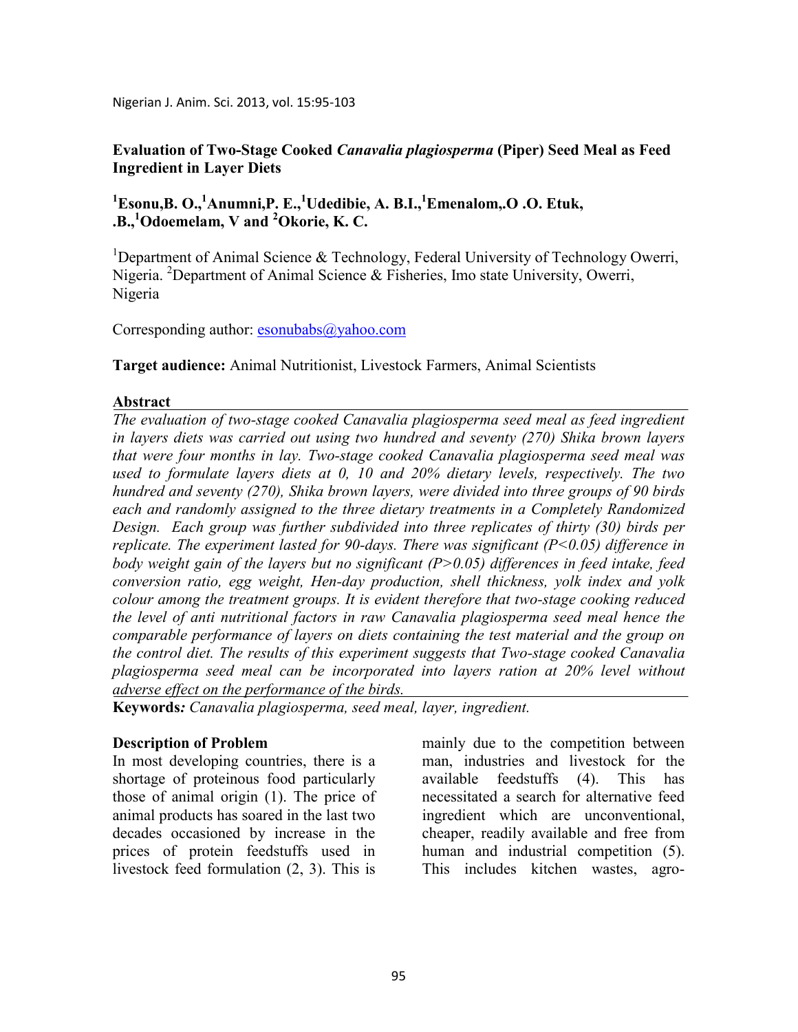# Evaluation of Two-Stage Cooked *Canavalia plagiosperma* (Piper) Seed Meal as Feed Ingredient in Layer Diets

**[1]Esonu,B. O.,[1]Anumni,P. E.,[1]Udedibie, A. B.I.,[1]Emenalom,.O .O. Etuk, .B.,[1]Odoemelam, V and [2]Okorie, K. C.**

[1]Department of Animal Science & Technology, Federal University of Technology Owerri, Nigeria. [2]Department of Animal Science & Fisheries, Imo state University, Owerri, Nigeria

Corresponding author: esonubabs@yahoo.com

**Target audience:** Animal Nutritionist, Livestock Farmers, Animal Scientists

## Abstract

*The evaluation of two-stage cooked Canavalia plagiosperma seed meal as feed ingredient in layers diets was carried out using two hundred and seventy (270) Shika brown layers that were four months in lay. Two-stage cooked Canavalia plagiosperma seed meal was used to formulate layers diets at 0, 10 and 20% dietary levels, respectively. The two hundred and seventy (270), Shika brown layers, were divided into three groups of 90 birds each and randomly assigned to the three dietary treatments in a Completely Randomized Design. Each group was further subdivided into three replicates of thirty (30) birds per replicate. The experiment lasted for 90-days. There was significant ($P<0.05$) difference in body weight gain of the layers but no significant ($P>0.05$) differences in feed intake, feed conversion ratio, egg weight, Hen-day production, shell thickness, yolk index and yolk colour among the treatment groups. It is evident therefore that two-stage cooking reduced the level of anti nutritional factors in raw Canavalia plagiosperma seed meal hence the comparable performance of layers on diets containing the test material and the group on the control diet. The results of this experiment suggests that Two-stage cooked Canavalia plagiosperma seed meal can be incorporated into layers ration at 20% level without adverse effect on the performance of the birds.*

**Keywords***:* *Canavalia plagiosperma, seed meal, layer, ingredient.*

## Description of Problem

In most developing countries, there is a shortage of proteinous food particularly those of animal origin (1). The price of animal products has soared in the last two decades occasioned by increase in the prices of protein feedstuffs used in livestock feed formulation (2, 3). This is mainly due to the competition between man, industries and livestock for the available feedstuffs (4). This has necessitated a search for alternative feed ingredient which are unconventional, cheaper, readily available and free from human and industrial competition (5). This includes kitchen wastes, agro-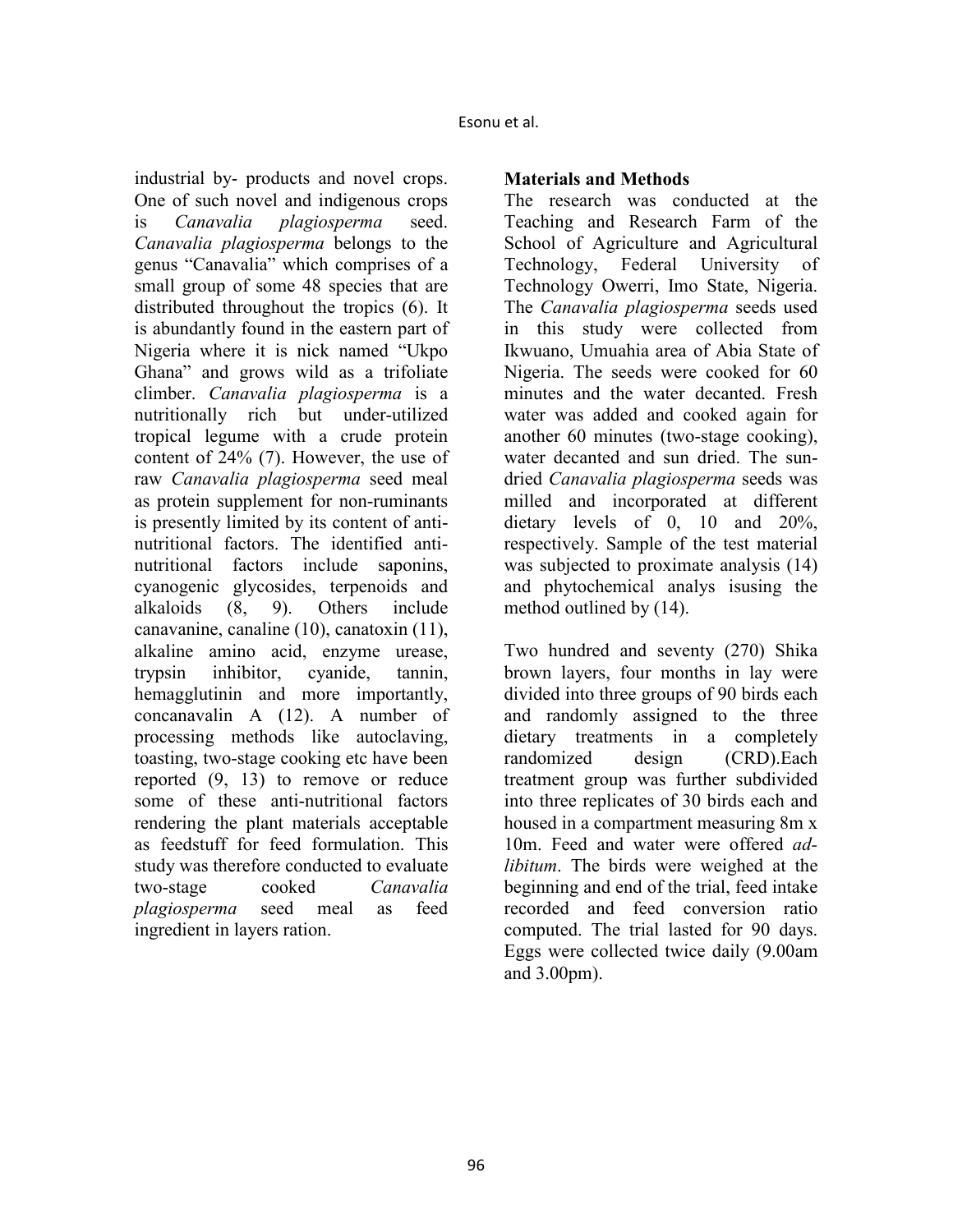industrial by- products and novel crops. One of such novel and indigenous crops is *Canavalia plagiosperma* seed. *Canavalia plagiosperma* belongs to the genus "Canavalia" which comprises of a small group of some 48 species that are distributed throughout the tropics (6). It is abundantly found in the eastern part of Nigeria where it is nick named "Ukpo Ghana" and grows wild as a trifoliate climber. *Canavalia plagiosperma* is a nutritionally rich but under-utilized tropical legume with a crude protein content of 24% (7). However, the use of raw *Canavalia plagiosperma* seed meal as protein supplement for non-ruminants is presently limited by its content of anti-nutritional factors. The identified anti-nutritional factors include saponins, cyanogenic glycosides, terpenoids and alkaloids (8, 9). Others include canavanine, canaline (10), canatoxin (11), alkaline amino acid, enzyme urease, trypsin inhibitor, cyanide, tannin, hemagglutinin and more importantly, concanavalin A (12). A number of processing methods like autoclaving, toasting, two-stage cooking etc have been reported (9, 13) to remove or reduce some of these anti-nutritional factors rendering the plant materials acceptable as feedstuff for feed formulation. This study was therefore conducted to evaluate two-stage cooked *Canavalia plagiosperma* seed meal as feed ingredient in layers ration.

## Materials and Methods

The research was conducted at the Teaching and Research Farm of the School of Agriculture and Agricultural Technology, Federal University of Technology Owerri, Imo State, Nigeria. The *Canavalia plagiosperma* seeds used in this study were collected from Ikwuano, Umuahia area of Abia State of Nigeria. The seeds were cooked for 60 minutes and the water decanted. Fresh water was added and cooked again for another 60 minutes (two-stage cooking), water decanted and sun dried. The sun-dried *Canavalia plagiosperma* seeds was milled and incorporated at different dietary levels of 0, 10 and 20%, respectively. Sample of the test material was subjected to proximate analysis (14) and phytochemical analys isusing the method outlined by (14).

Two hundred and seventy (270) Shika brown layers, four months in lay were divided into three groups of 90 birds each and randomly assigned to the three dietary treatments in a completely randomized design (CRD).Each treatment group was further subdivided into three replicates of 30 birds each and housed in a compartment measuring 8m x 10m. Feed and water were offered *ad-libitum*. The birds were weighed at the beginning and end of the trial, feed intake recorded and feed conversion ratio computed. The trial lasted for 90 days. Eggs were collected twice daily (9.00am and 3.00pm).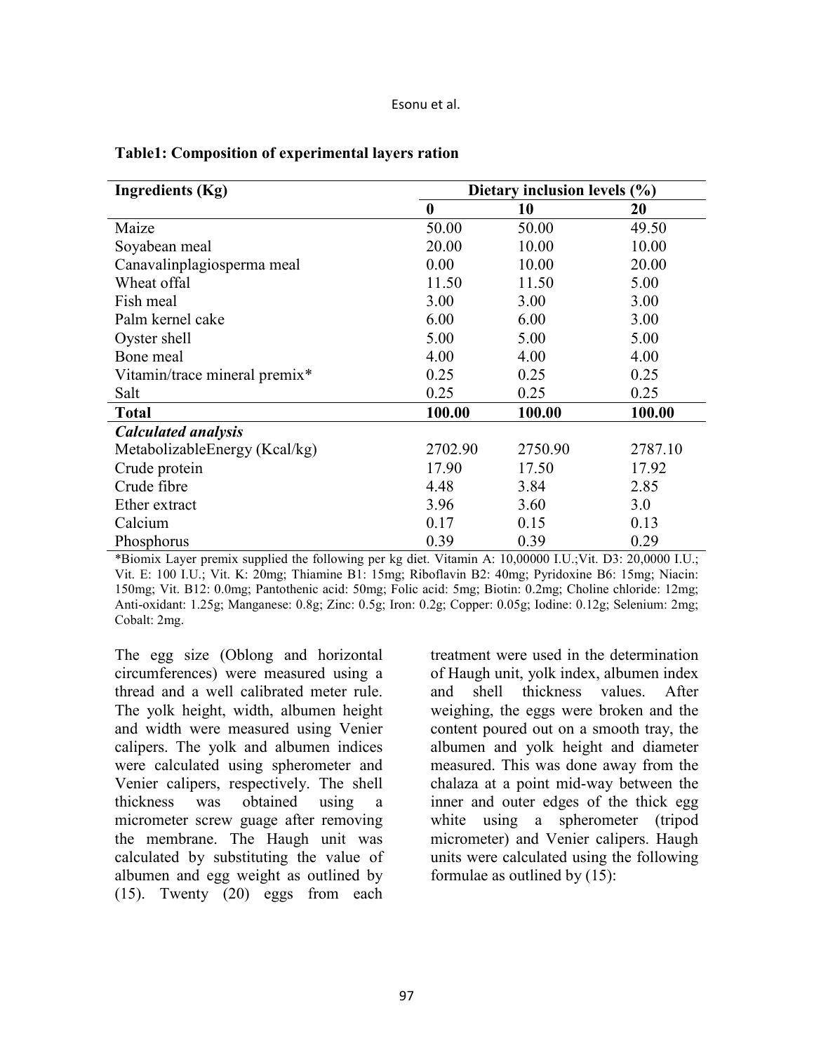**Table1: Composition of experimental layers ration**

| Ingredients (Kg) | Dietary inclusion levels (%) | | |
|---|---|---|---|
| | **0** | **10** | **20** |
| Maize | 50.00 | 50.00 | 49.50 |
| Soyabean meal | 20.00 | 10.00 | 10.00 |
| Canavalinplagiosperma meal | 0.00 | 10.00 | 20.00 |
| Wheat offal | 11.50 | 11.50 | 5.00 |
| Fish meal | 3.00 | 3.00 | 3.00 |
| Palm kernel cake | 6.00 | 6.00 | 3.00 |
| Oyster shell | 5.00 | 5.00 | 5.00 |
| Bone meal | 4.00 | 4.00 | 4.00 |
| Vitamin/trace mineral premix* | 0.25 | 0.25 | 0.25 |
| Salt | 0.25 | 0.25 | 0.25 |
| **Total** | **100.00** | **100.00** | **100.00** |
| ***Calculated analysis*** | | | |
| MetabolizableEnergy (Kcal/kg) | 2702.90 | 2750.90 | 2787.10 |
| Crude protein | 17.90 | 17.50 | 17.92 |
| Crude fibre | 4.48 | 3.84 | 2.85 |
| Ether extract | 3.96 | 3.60 | 3.0 |
| Calcium | 0.17 | 0.15 | 0.13 |
| Phosphorus | 0.39 | 0.39 | 0.29 |

*Biomix Layer premix supplied the following per kg diet. Vitamin A: 10,00000 I.U.;Vit. D3: 20,0000 I.U.; Vit. E: 100 I.U.; Vit. K: 20mg; Thiamine B1: 15mg; Riboflavin B2: 40mg; Pyridoxine B6: 15mg; Niacin: 150mg; Vit. B12: 0.0mg; Pantothenic acid: 50mg; Folic acid: 5mg; Biotin: 0.2mg; Choline chloride: 12mg; Anti-oxidant: 1.25g; Manganese: 0.8g; Zinc: 0.5g; Iron: 0.2g; Copper: 0.05g; Iodine: 0.12g; Selenium: 2mg; Cobalt: 2mg.

The egg size (Oblong and horizontal circumferences) were measured using a thread and a well calibrated meter rule. The yolk height, width, albumen height and width were measured using Venier calipers. The yolk and albumen indices were calculated using spherometer and Venier calipers, respectively. The shell thickness was obtained using a micrometer screw guage after removing the membrane. The Haugh unit was calculated by substituting the value of albumen and egg weight as outlined by (15). Twenty (20) eggs from each treatment were used in the determination of Haugh unit, yolk index, albumen index and shell thickness values. After weighing, the eggs were broken and the content poured out on a smooth tray, the albumen and yolk height and diameter measured. This was done away from the chalaza at a point mid-way between the inner and outer edges of the thick egg white using a spherometer (tripod micrometer) and Venier calipers. Haugh units were calculated using the following formulae as outlined by (15):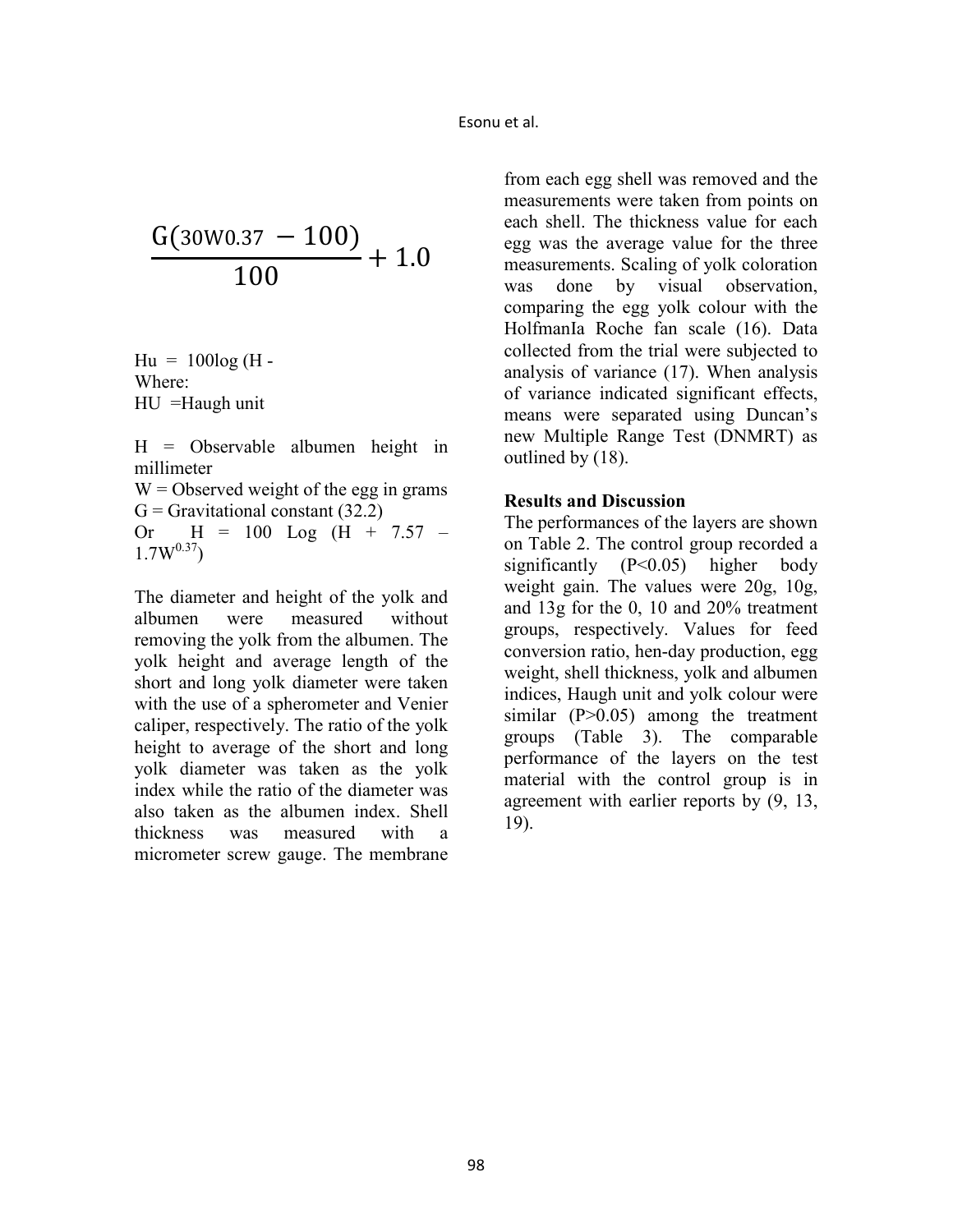$$\frac{G(30W0.37 - 100)}{100} + 1.0$$

Hu = 100log (H -
Where:
HU =Haugh unit

H = Observable albumen height in millimeter
W = Observed weight of the egg in grams
G = Gravitational constant (32.2)
Or H = 100 Log ($H + 7.57 - 1.7W^{0.37}$)

The diameter and height of the yolk and albumen were measured without removing the yolk from the albumen. The yolk height and average length of the short and long yolk diameter were taken with the use of a spherometer and Venier caliper, respectively. The ratio of the yolk height to average of the short and long yolk diameter was taken as the yolk index while the ratio of the diameter was also taken as the albumen index. Shell thickness was measured with a micrometer screw gauge. The membrane from each egg shell was removed and the measurements were taken from points on each shell. The thickness value for each egg was the average value for the three measurements. Scaling of yolk coloration was done by visual observation, comparing the egg yolk colour with the HolfmanIa Roche fan scale (16). Data collected from the trial were subjected to analysis of variance (17). When analysis of variance indicated significant effects, means were separated using Duncan's new Multiple Range Test (DNMRT) as outlined by (18).

## Results and Discussion

The performances of the layers are shown on Table 2. The control group recorded a significantly ($P<0.05$) higher body weight gain. The values were 20g, 10g, and 13g for the 0, 10 and 20% treatment groups, respectively. Values for feed conversion ratio, hen-day production, egg weight, shell thickness, yolk and albumen indices, Haugh unit and yolk colour were similar ($P>0.05$) among the treatment groups (Table 3). The comparable performance of the layers on the test material with the control group is in agreement with earlier reports by (9, 13, 19).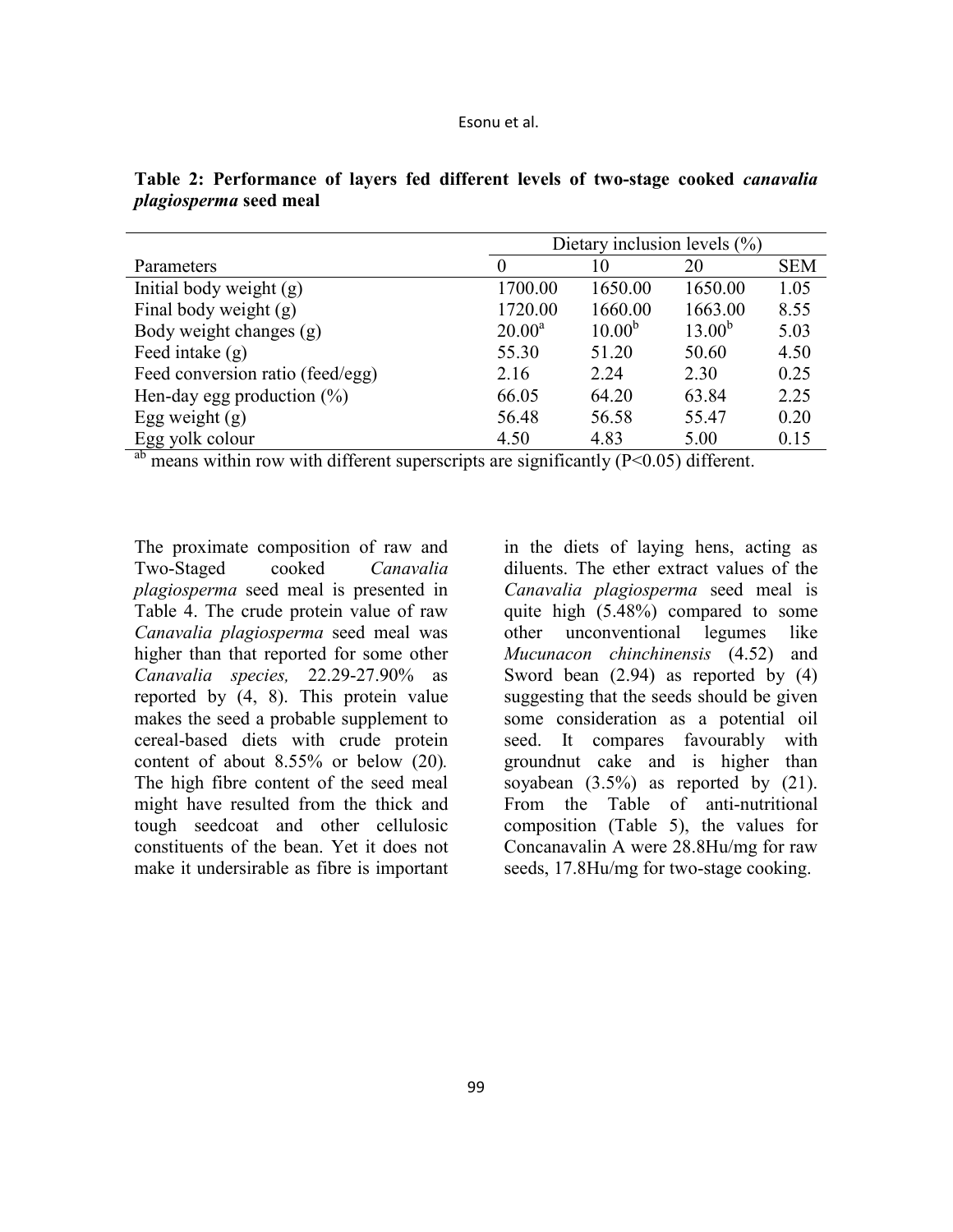**Table 2: Performance of layers fed different levels of two-stage cooked *canavalia plagiosperma* seed meal**

| Parameters | Dietary inclusion levels (%) | | | |
|---|---|---|---|---|
| | 0 | 10 | 20 | SEM |
| Initial body weight (g) | 1700.00 | 1650.00 | 1650.00 | 1.05 |
| Final body weight (g) | 1720.00 | 1660.00 | 1663.00 | 8.55 |
| Body weight changes (g) | $20.00^a$ | $10.00^b$ | $13.00^b$ | 5.03 |
| Feed intake (g) | 55.30 | 51.20 | 50.60 | 4.50 |
| Feed conversion ratio (feed/egg) | 2.16 | 2.24 | 2.30 | 0.25 |
| Hen-day egg production (%) | 66.05 | 64.20 | 63.84 | 2.25 |
| Egg weight (g) | 56.48 | 56.58 | 55.47 | 0.20 |
| Egg yolk colour | 4.50 | 4.83 | 5.00 | 0.15 |

[ab] means within row with different superscripts are significantly ($P<0.05$) different.

The proximate composition of raw and Two-Staged cooked *Canavalia plagiosperma* seed meal is presented in Table 4. The crude protein value of raw *Canavalia plagiosperma* seed meal was higher than that reported for some other *Canavalia species,* 22.29-27.90% as reported by (4, 8). This protein value makes the seed a probable supplement to cereal-based diets with crude protein content of about 8.55% or below (20). The high fibre content of the seed meal might have resulted from the thick and tough seedcoat and other cellulosic constituents of the bean. Yet it does not make it undersirable as fibre is important in the diets of laying hens, acting as diluents. The ether extract values of the *Canavalia plagiosperma* seed meal is quite high (5.48%) compared to some other unconventional legumes like *Mucunacon chinchinensis* (4.52) and Sword bean (2.94) as reported by (4) suggesting that the seeds should be given some consideration as a potential oil seed. It compares favourably with groundnut cake and is higher than soyabean (3.5%) as reported by (21). From the Table of anti-nutritional composition (Table 5), the values for Concanavalin A were 28.8Hu/mg for raw seeds, 17.8Hu/mg for two-stage cooking.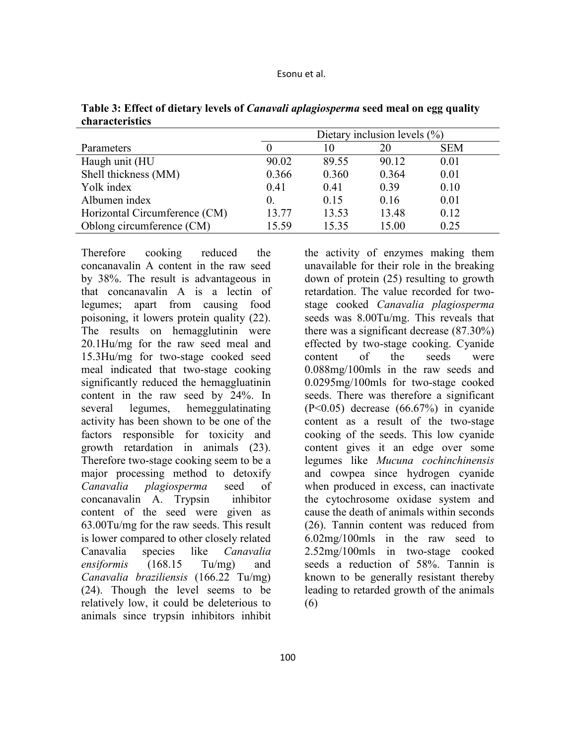**Table 3: Effect of dietary levels of *Canavali aplagiosperma* seed meal on egg quality characteristics**

| | Dietary inclusion levels (%) | | | |
|---|---|---|---|---|
| Parameters | 0 | 10 | 20 | SEM |
| Haugh unit (HU | 90.02 | 89.55 | 90.12 | 0.01 |
| Shell thickness (MM) | 0.366 | 0.360 | 0.364 | 0.01 |
| Yolk index | 0.41 | 0.41 | 0.39 | 0.10 |
| Albumen index | 0. | 0.15 | 0.16 | 0.01 |
| Horizontal Circumference (CM) | 13.77 | 13.53 | 13.48 | 0.12 |
| Oblong circumference (CM) | 15.59 | 15.35 | 15.00 | 0.25 |

Therefore cooking reduced the concanavalin A content in the raw seed by 38%. The result is advantageous in that concanavalin A is a lectin of legumes; apart from causing food poisoning, it lowers protein quality (22). The results on hemagglutinin were 20.1Hu/mg for the raw seed meal and 15.3Hu/mg for two-stage cooked seed meal indicated that two-stage cooking significantly reduced the hemaggluatinin content in the raw seed by 24%. In several legumes, hemeggulatinating activity has been shown to be one of the factors responsible for toxicity and growth retardation in animals (23). Therefore two-stage cooking seem to be a major processing method to detoxify *Canavalia plagiosperma* seed of concanavalin A. Trypsin inhibitor content of the seed were given as 63.00Tu/mg for the raw seeds. This result is lower compared to other closely related Canavalia species like *Canavalia ensiformis* (168.15 Tu/mg) and *Canavalia braziliensis* (166.22 Tu/mg) (24). Though the level seems to be relatively low, it could be deleterious to animals since trypsin inhibitors inhibit the activity of enzymes making them unavailable for their role in the breaking down of protein (25) resulting to growth retardation. The value recorded for two-stage cooked *Canavalia plagiosperma* seeds was 8.00Tu/mg. This reveals that there was a significant decrease (87.30%) effected by two-stage cooking. Cyanide content of the seeds were 0.088mg/100mls in the raw seeds and 0.0295mg/100mls for two-stage cooked seeds. There was therefore a significant ($P<0.05$) decrease (66.67%) in cyanide content as a result of the two-stage cooking of the seeds. This low cyanide content gives it an edge over some legumes like *Mucuna cochinchinensis* and cowpea since hydrogen cyanide when produced in excess, can inactivate the cytochrosome oxidase system and cause the death of animals within seconds (26). Tannin content was reduced from 6.02mg/100mls in the raw seed to 2.52mg/100mls in two-stage cooked seeds a reduction of 58%. Tannin is known to be generally resistant thereby leading to retarded growth of the animals (6)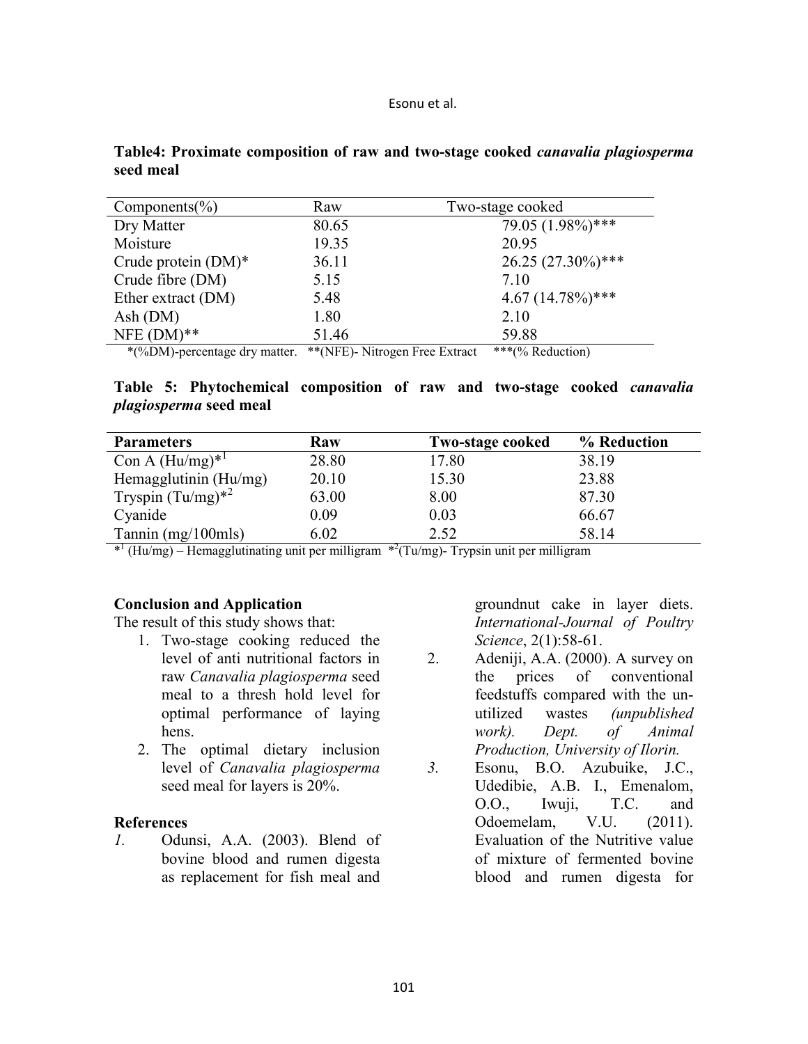**Table4: Proximate composition of raw and two-stage cooked *canavalia plagiosperma* seed meal**

| Components(%) | Raw | Two-stage cooked |
|---|---|---|
| Dry Matter | 80.65 | 79.05 (1.98%)*** |
| Moisture | 19.35 | 20.95 |
| Crude protein (DM)* | 36.11 | 26.25 (27.30%)*** |
| Crude fibre (DM) | 5.15 | 7.10 |
| Ether extract (DM) | 5.48 | 4.67 (14.78%)*** |
| Ash (DM) | 1.80 | 2.10 |
| NFE (DM)** | 51.46 | 59.88 |

*(%DM)-percentage dry matter. **(NFE)- Nitrogen Free Extract ***(% Reduction)

**Table 5: Phytochemical composition of raw and two-stage cooked *canavalia plagiosperma* seed meal**

| Parameters | Raw | Two-stage cooked | % Reduction |
|---|---|---|---|
| Con A (Hu/mg)*[1] | 28.80 | 17.80 | 38.19 |
| Hemagglutinin (Hu/mg) | 20.10 | 15.30 | 23.88 |
| Tryspin (Tu/mg)*[2] | 63.00 | 8.00 | 87.30 |
| Cyanide | 0.09 | 0.03 | 66.67 |
| Tannin (mg/100mls) | 6.02 | 2.52 | 58.14 |

*[1] (Hu/mg) – Hemagglutinating unit per milligram *[2](Tu/mg)- Trypsin unit per milligram

### Conclusion and Application

The result of this study shows that:

1. Two-stage cooking reduced the level of anti nutritional factors in raw *Canavalia plagiosperma* seed meal to a thresh hold level for optimal performance of laying hens.
2. The optimal dietary inclusion level of *Canavalia plagiosperma* seed meal for layers is 20%.

### References

1. Odunsi, A.A. (2003). Blend of bovine blood and rumen digesta as replacement for fish meal and groundnut cake in layer diets. *International-Journal of Poultry Science*, 2(1):58-61.
2. Adeniji, A.A. (2000). A survey on the prices of conventional feedstuffs compared with the un-utilized wastes *(unpublished work). Dept. of Animal Production, University of Ilorin.*
3. Esonu, B.O. Azubuike, J.C., Udedibie, A.B. I., Emenalom, O.O., Iwuji, T.C. and Odoemelam, V.U. (2011). Evaluation of the Nutritive value of mixture of fermented bovine blood and rumen digesta for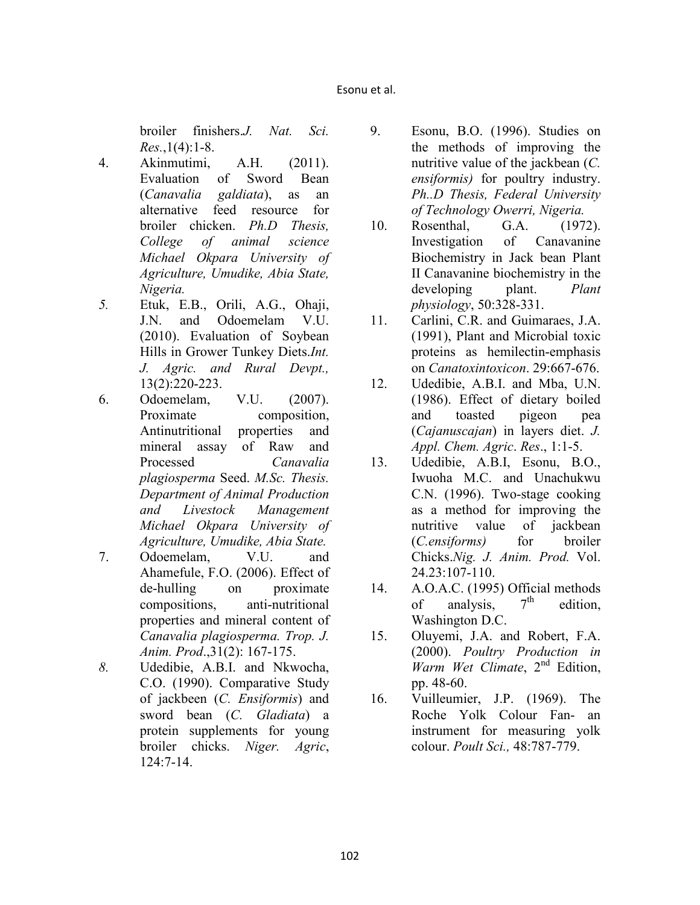broiler finishers.*J. Nat. Sci. Res.*,1(4):1-8.

4. Akinmutimi, A.H. (2011). Evaluation of Sword Bean (*Canavalia galdiata*), as an alternative feed resource for broiler chicken. *Ph.D Thesis, College of animal science Michael Okpara University of Agriculture, Umudike, Abia State, Nigeria.*

5. Etuk, E.B., Orili, A.G., Ohaji, J.N. and Odoemelam V.U. (2010). Evaluation of Soybean Hills in Grower Tunkey Diets.*Int. J. Agric. and Rural Devpt.,* 13(2):220-223.

6. Odoemelam, V.U. (2007). Proximate composition, Antinutritional properties and mineral assay of Raw and Processed *Canavalia plagiosperma* Seed. *M.Sc. Thesis. Department of Animal Production and Livestock Management Michael Okpara University of Agriculture, Umudike, Abia State.*

7. Odoemelam, V.U. and Ahamefule, F.O. (2006). Effect of de-hulling on proximate compositions, anti-nutritional properties and mineral content of *Canavalia plagiosperma. Trop. J. Anim. Prod*.,31(2): 167-175.

8. Udedibie, A.B.I. and Nkwocha, C.O. (1990). Comparative Study of jackbeen (*C. Ensiformis*) and sword bean (*C. Gladiata*) a protein supplements for young broiler chicks. *Niger. Agric*, 124:7-14.

9. Esonu, B.O. (1996). Studies on the methods of improving the nutritive value of the jackbean (*C. ensiformis)* for poultry industry. *Ph..D Thesis, Federal University of Technology Owerri, Nigeria.*

10. Rosenthal, G.A. (1972). Investigation of Canavanine Biochemistry in Jack bean Plant II Canavanine biochemistry in the developing plant. *Plant physiology*, 50:328-331.

11. Carlini, C.R. and Guimaraes, J.A. (1991), Plant and Microbial toxic proteins as hemilectin-emphasis on *Canatoxintoxicon*. 29:667-676.

12. Udedibie, A.B.I. and Mba, U.N. (1986). Effect of dietary boiled and toasted pigeon pea (*Cajanuscajan*) in layers diet. *J. Appl. Chem. Agric*. *Res*., 1:1-5.

13. Udedibie, A.B.I, Esonu, B.O., Iwuoha M.C. and Unachukwu C.N. (1996). Two-stage cooking as a method for improving the nutritive value of jackbean (*C.ensiforms)* for broiler Chicks.*Nig. J. Anim. Prod.* Vol. 24.23:107-110.

14. A.O.A.C. (1995) Official methods of analysis, 7th edition, Washington D.C.

15. Oluyemi, J.A. and Robert, F.A. (2000). *Poultry Production in Warm Wet Climate*, 2nd Edition, pp. 48-60.

16. Vuilleumier, J.P. (1969). The Roche Yolk Colour Fan- an instrument for measuring yolk colour. *Poult Sci.,* 48:787-779.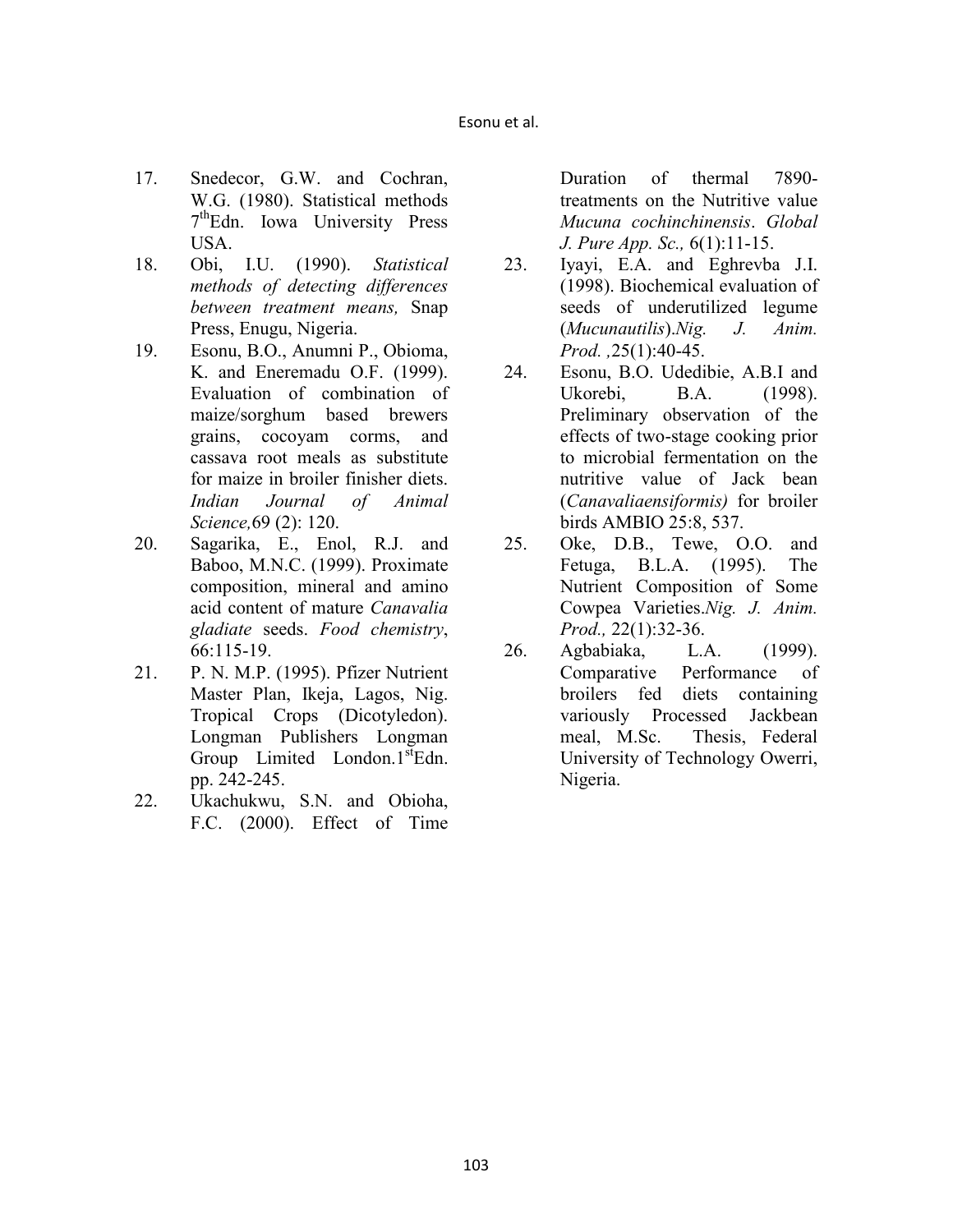17. Snedecor, G.W. and Cochran, W.G. (1980). Statistical methods 7th Edn. Iowa University Press USA.
18. Obi, I.U. (1990). *Statistical methods of detecting differences between treatment means,* Snap Press, Enugu, Nigeria.
19. Esonu, B.O., Anumni P., Obioma, K. and Eneremadu O.F. (1999). Evaluation of combination of maize/sorghum based brewers grains, cocoyam corms, and cassava root meals as substitute for maize in broiler finisher diets. *Indian Journal of Animal Science,*69 (2): 120.
20. Sagarika, E., Enol, R.J. and Baboo, M.N.C. (1999). Proximate composition, mineral and amino acid content of mature *Canavalia gladiate* seeds. *Food chemistry*, 66:115-19.
21. P. N. M.P. (1995). Pfizer Nutrient Master Plan, Ikeja, Lagos, Nig. Tropical Crops (Dicotyledon). Longman Publishers Longman Group Limited London.1st Edn. pp. 242-245.
22. Ukachukwu, S.N. and Obioha, F.C. (2000). Effect of Time Duration of thermal 7890-treatments on the Nutritive value *Mucuna cochinchinensis*. *Global J. Pure App. Sc.,* 6(1):11-15.
23. Iyayi, E.A. and Eghrevba J.I. (1998). Biochemical evaluation of seeds of underutilized legume (*Mucunautilis*).*Nig. J. Anim. Prod. ,*25(1):40-45.
24. Esonu, B.O. Udedibie, A.B.I and Ukorebi, B.A. (1998). Preliminary observation of the effects of two-stage cooking prior to microbial fermentation on the nutritive value of Jack bean (*Canavaliaensiformis)* for broiler birds AMBIO 25:8, 537.
25. Oke, D.B., Tewe, O.O. and Fetuga, B.L.A. (1995). The Nutrient Composition of Some Cowpea Varieties.*Nig. J. Anim. Prod.,* 22(1):32-36.
26. Agbabiaka, L.A. (1999). Comparative Performance of broilers fed diets containing variously Processed Jackbean meal, M.Sc. Thesis, Federal University of Technology Owerri, Nigeria.